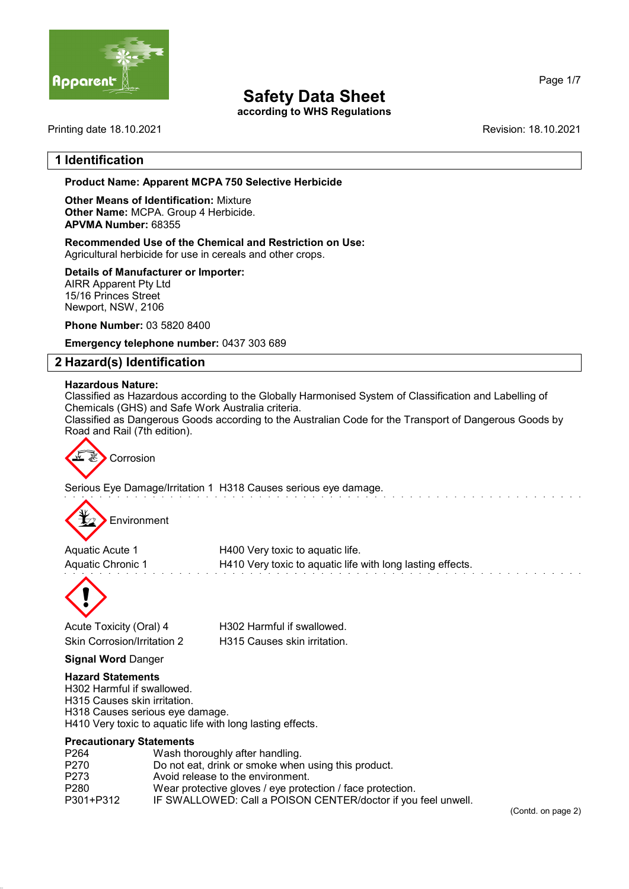# Safety Data Sheet

according to WHS Regulations

Printing date 18.10.2021 Revision: 18.10.2021

## 1 Identification

**Product Name: Apparent MCPA 750 Selective Herbicide**

**Other Means of Identification:** Mixture
**Other Name:** MCPA. Group 4 Herbicide.
**APVMA Number:** 68355

**Recommended Use of the Chemical and Restriction on Use:**
Agricultural herbicide for use in cereals and other crops.

**Details of Manufacturer or Importer:**
AIRR Apparent Pty Ltd
15/16 Princes Street
Newport, NSW, 2106

**Phone Number:** 03 5820 8400

**Emergency telephone number:** 0437 303 689

## 2 Hazard(s) Identification

**Hazardous Nature:**
Classified as Hazardous according to the Globally Harmonised System of Classification and Labelling of Chemicals (GHS) and Safe Work Australia criteria.
Classified as Dangerous Goods according to the Australian Code for the Transport of Dangerous Goods by Road and Rail (7th edition).

Corrosion

| | |
|---|---|
| Serious Eye Damage/Irritation 1 | H318 Causes serious eye damage. |

Environment

| | |
|---|---|
| Aquatic Acute 1 | H400 Very toxic to aquatic life. |
| Aquatic Chronic 1 | H410 Very toxic to aquatic life with long lasting effects. |

| | |
|---|---|
| Acute Toxicity (Oral) 4 | H302 Harmful if swallowed. |
| Skin Corrosion/Irritation 2 | H315 Causes skin irritation. |

**Signal Word** Danger

**Hazard Statements**
H302 Harmful if swallowed.
H315 Causes skin irritation.
H318 Causes serious eye damage.
H410 Very toxic to aquatic life with long lasting effects.

**Precautionary Statements**

| | |
|---|---|
| P264 | Wash thoroughly after handling. |
| P270 | Do not eat, drink or smoke when using this product. |
| P273 | Avoid release to the environment. |
| P280 | Wear protective gloves / eye protection / face protection. |
| P301+P312 | IF SWALLOWED: Call a POISON CENTER/doctor if you feel unwell. |

(Contd. on page 2)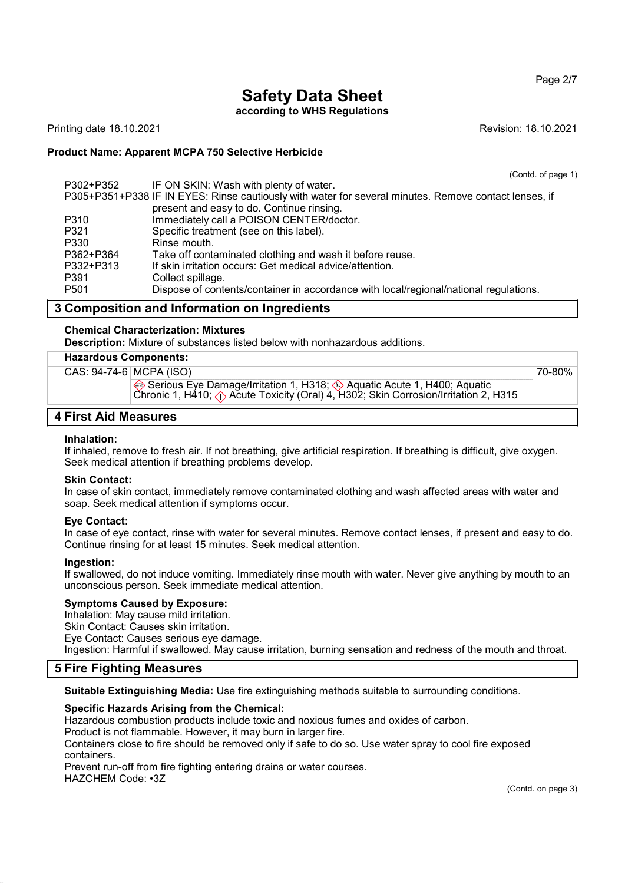# Safety Data Sheet

**according to WHS Regulations**

Printing date 18.10.2021 Revision: 18.10.2021

**Product Name: Apparent MCPA 750 Selective Herbicide**

(Contd. of page 1)

| | |
|---|---|
| P302+P352 | IF ON SKIN: Wash with plenty of water. |
| P305+P351+P338 | IF IN EYES: Rinse cautiously with water for several minutes. Remove contact lenses, if present and easy to do. Continue rinsing. |
| P310 | Immediately call a POISON CENTER/doctor. |
| P321 | Specific treatment (see on this label). |
| P330 | Rinse mouth. |
| P362+P364 | Take off contaminated clothing and wash it before reuse. |
| P332+P313 | If skin irritation occurs: Get medical advice/attention. |
| P391 | Collect spillage. |
| P501 | Dispose of contents/container in accordance with local/regional/national regulations. |

## 3 Composition and Information on Ingredients

**Chemical Characterization: Mixtures**

**Description:** Mixture of substances listed below with nonhazardous additions.

**Hazardous Components:**

| | | |
|---|---|---|
| CAS: 94-74-6 | MCPA (ISO) | 70-80% |
| | Serious Eye Damage/Irritation 1, H318; Aquatic Acute 1, H400; Aquatic Chronic 1, H410; Acute Toxicity (Oral) 4, H302; Skin Corrosion/Irritation 2, H315 | |

## 4 First Aid Measures

**Inhalation:**

If inhaled, remove to fresh air. If not breathing, give artificial respiration. If breathing is difficult, give oxygen. Seek medical attention if breathing problems develop.

**Skin Contact:**

In case of skin contact, immediately remove contaminated clothing and wash affected areas with water and soap. Seek medical attention if symptoms occur.

**Eye Contact:**

In case of eye contact, rinse with water for several minutes. Remove contact lenses, if present and easy to do. Continue rinsing for at least 15 minutes. Seek medical attention.

**Ingestion:**

If swallowed, do not induce vomiting. Immediately rinse mouth with water. Never give anything by mouth to an unconscious person. Seek immediate medical attention.

**Symptoms Caused by Exposure:**

Inhalation: May cause mild irritation.
Skin Contact: Causes skin irritation.
Eye Contact: Causes serious eye damage.
Ingestion: Harmful if swallowed. May cause irritation, burning sensation and redness of the mouth and throat.

## 5 Fire Fighting Measures

**Suitable Extinguishing Media:** Use fire extinguishing methods suitable to surrounding conditions.

**Specific Hazards Arising from the Chemical:**

Hazardous combustion products include toxic and noxious fumes and oxides of carbon.
Product is not flammable. However, it may burn in larger fire.
Containers close to fire should be removed only if safe to do so. Use water spray to cool fire exposed containers.
Prevent run-off from fire fighting entering drains or water courses.
HAZCHEM Code: •3Z

(Contd. on page 3)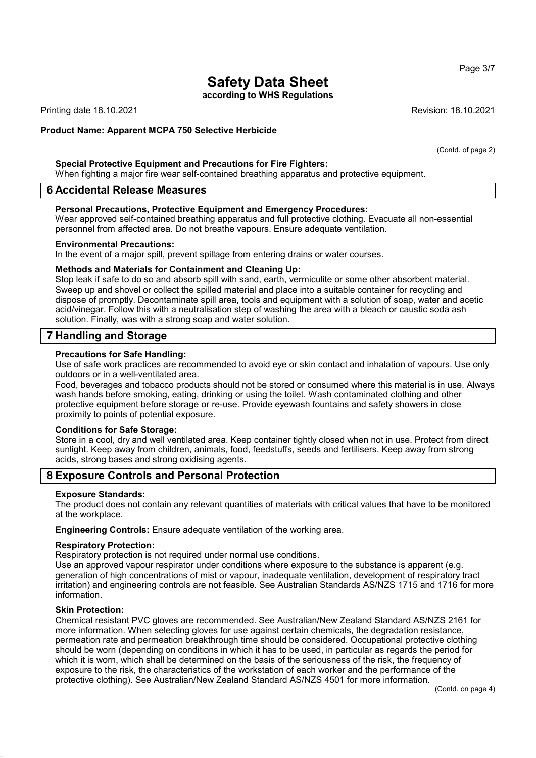# Safety Data Sheet

**according to WHS Regulations**

Printing date 18.10.2021 Revision: 18.10.2021

**Product Name: Apparent MCPA 750 Selective Herbicide**

(Contd. of page 2)

**Special Protective Equipment and Precautions for Fire Fighters:**
When fighting a major fire wear self-contained breathing apparatus and protective equipment.

## 6 Accidental Release Measures

**Personal Precautions, Protective Equipment and Emergency Procedures:**
Wear approved self-contained breathing apparatus and full protective clothing. Evacuate all non-essential personnel from affected area. Do not breathe vapours. Ensure adequate ventilation.

**Environmental Precautions:**
In the event of a major spill, prevent spillage from entering drains or water courses.

**Methods and Materials for Containment and Cleaning Up:**
Stop leak if safe to do so and absorb spill with sand, earth, vermiculite or some other absorbent material. Sweep up and shovel or collect the spilled material and place into a suitable container for recycling and dispose of promptly. Decontaminate spill area, tools and equipment with a solution of soap, water and acetic acid/vinegar. Follow this with a neutralisation step of washing the area with a bleach or caustic soda ash solution. Finally, was with a strong soap and water solution.

## 7 Handling and Storage

**Precautions for Safe Handling:**
Use of safe work practices are recommended to avoid eye or skin contact and inhalation of vapours. Use only outdoors or in a well-ventilated area.
Food, beverages and tobacco products should not be stored or consumed where this material is in use. Always wash hands before smoking, eating, drinking or using the toilet. Wash contaminated clothing and other protective equipment before storage or re-use. Provide eyewash fountains and safety showers in close proximity to points of potential exposure.

**Conditions for Safe Storage:**
Store in a cool, dry and well ventilated area. Keep container tightly closed when not in use. Protect from direct sunlight. Keep away from children, animals, food, feedstuffs, seeds and fertilisers. Keep away from strong acids, strong bases and strong oxidising agents.

## 8 Exposure Controls and Personal Protection

**Exposure Standards:**
The product does not contain any relevant quantities of materials with critical values that have to be monitored at the workplace.

**Engineering Controls:** Ensure adequate ventilation of the working area.

**Respiratory Protection:**
Respiratory protection is not required under normal use conditions.
Use an approved vapour respirator under conditions where exposure to the substance is apparent (e.g. generation of high concentrations of mist or vapour, inadequate ventilation, development of respiratory tract irritation) and engineering controls are not feasible. See Australian Standards AS/NZS 1715 and 1716 for more information.

**Skin Protection:**
Chemical resistant PVC gloves are recommended. See Australian/New Zealand Standard AS/NZS 2161 for more information. When selecting gloves for use against certain chemicals, the degradation resistance, permeation rate and permeation breakthrough time should be considered. Occupational protective clothing should be worn (depending on conditions in which it has to be used, in particular as regards the period for which it is worn, which shall be determined on the basis of the seriousness of the risk, the frequency of exposure to the risk, the characteristics of the workstation of each worker and the performance of the protective clothing). See Australian/New Zealand Standard AS/NZS 4501 for more information.

(Contd. on page 4)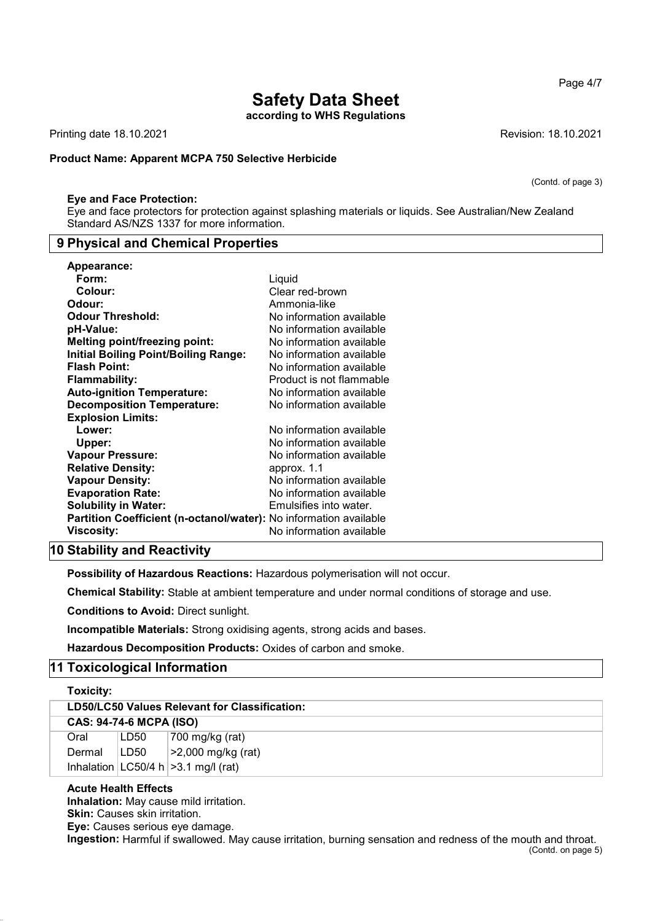(Contd. of page 3)

**Eye and Face Protection:**
Eye and face protectors for protection against splashing materials or liquids. See Australian/New Zealand Standard AS/NZS 1337 for more information.

## 9 Physical and Chemical Properties

**Appearance:**

- **Form:** Liquid
- **Colour:** Clear red-brown

**Odour:** Ammonia-like
**Odour Threshold:** No information available
**pH-Value:** No information available
**Melting point/freezing point:** No information available
**Initial Boiling Point/Boiling Range:** No information available
**Flash Point:** No information available
**Flammability:** Product is not flammable
**Auto-ignition Temperature:** No information available
**Decomposition Temperature:** No information available
**Explosion Limits:**

- **Lower:** No information available
- **Upper:** No information available

**Vapour Pressure:** No information available
**Relative Density:** approx. 1.1
**Vapour Density:** No information available
**Evaporation Rate:** No information available
**Solubility in Water:** Emulsifies into water.
**Partition Coefficient (n-octanol/water):** No information available
**Viscosity:** No information available

## 10 Stability and Reactivity

**Possibility of Hazardous Reactions:** Hazardous polymerisation will not occur.

**Chemical Stability:** Stable at ambient temperature and under normal conditions of storage and use.

**Conditions to Avoid:** Direct sunlight.

**Incompatible Materials:** Strong oxidising agents, strong acids and bases.

**Hazardous Decomposition Products:** Oxides of carbon and smoke.

## 11 Toxicological Information

**Toxicity:**

| **LD50/LC50 Values Relevant for Classification:** | | |
|---|---|---|
| **CAS: 94-74-6 MCPA (ISO)** | | |
| Oral | LD50 | 700 mg/kg (rat) |
| Dermal | LD50 | >2,000 mg/kg (rat) |
| Inhalation | LC50/4 h | >3.1 mg/l (rat) |

**Acute Health Effects**
**Inhalation:** May cause mild irritation.
**Skin:** Causes skin irritation.
**Eye:** Causes serious eye damage.
**Ingestion:** Harmful if swallowed. May cause irritation, burning sensation and redness of the mouth and throat.

(Contd. on page 5)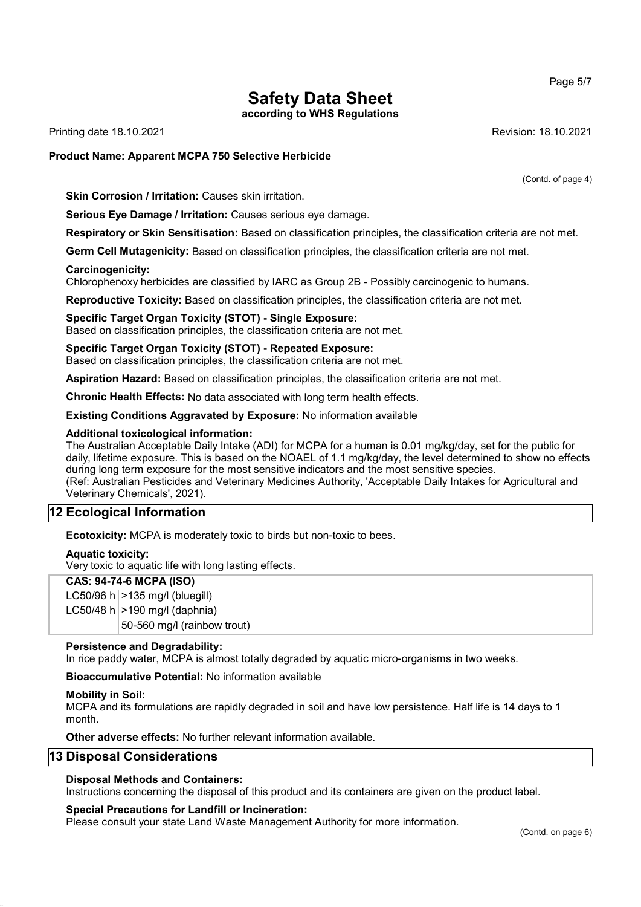**Skin Corrosion / Irritation:** Causes skin irritation.

**Serious Eye Damage / Irritation:** Causes serious eye damage.

**Respiratory or Skin Sensitisation:** Based on classification principles, the classification criteria are not met.

**Germ Cell Mutagenicity:** Based on classification principles, the classification criteria are not met.

**Carcinogenicity:**
Chlorophenoxy herbicides are classified by IARC as Group 2B - Possibly carcinogenic to humans.

**Reproductive Toxicity:** Based on classification principles, the classification criteria are not met.

**Specific Target Organ Toxicity (STOT) - Single Exposure:**
Based on classification principles, the classification criteria are not met.

**Specific Target Organ Toxicity (STOT) - Repeated Exposure:**
Based on classification principles, the classification criteria are not met.

**Aspiration Hazard:** Based on classification principles, the classification criteria are not met.

**Chronic Health Effects:** No data associated with long term health effects.

**Existing Conditions Aggravated by Exposure:** No information available

**Additional toxicological information:**
The Australian Acceptable Daily Intake (ADI) for MCPA for a human is 0.01 mg/kg/day, set for the public for daily, lifetime exposure. This is based on the NOAEL of 1.1 mg/kg/day, the level determined to show no effects during long term exposure for the most sensitive indicators and the most sensitive species.
(Ref: Australian Pesticides and Veterinary Medicines Authority, 'Acceptable Daily Intakes for Agricultural and Veterinary Chemicals', 2021).

## 12 Ecological Information

**Ecotoxicity:** MCPA is moderately toxic to birds but non-toxic to bees.

**Aquatic toxicity:**
Very toxic to aquatic life with long lasting effects.

| **CAS: 94-74-6 MCPA (ISO)** | |
|---|---|
| LC50/96 h | >135 mg/l (bluegill) |
| LC50/48 h | >190 mg/l (daphnia) |
| | 50-560 mg/l (rainbow trout) |

**Persistence and Degradability:**
In rice paddy water, MCPA is almost totally degraded by aquatic micro-organisms in two weeks.

**Bioaccumulative Potential:** No information available

**Mobility in Soil:**
MCPA and its formulations are rapidly degraded in soil and have low persistence. Half life is 14 days to 1 month.

**Other adverse effects:** No further relevant information available.

## 13 Disposal Considerations

**Disposal Methods and Containers:**
Instructions concerning the disposal of this product and its containers are given on the product label.

**Special Precautions for Landfill or Incineration:**
Please consult your state Land Waste Management Authority for more information.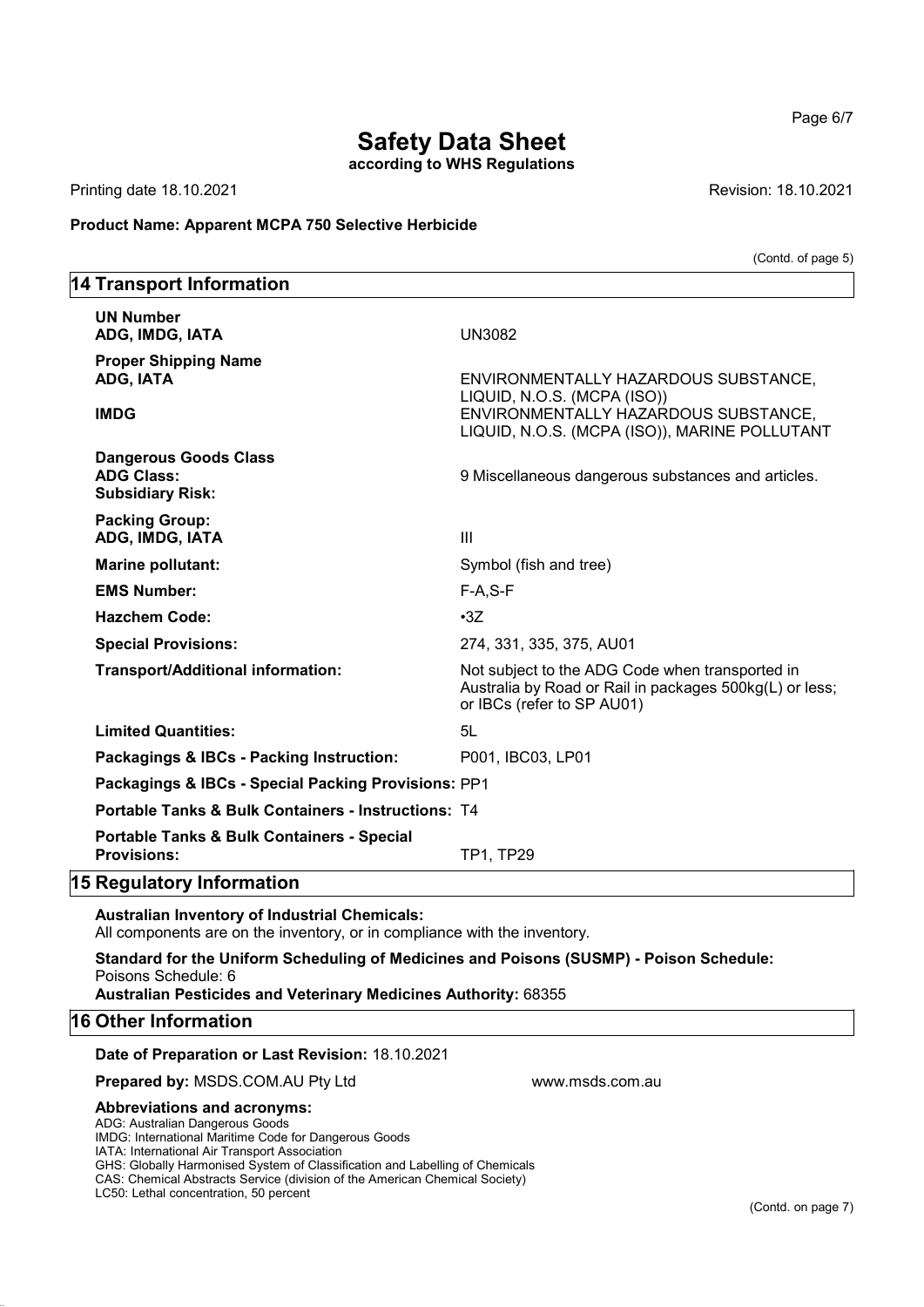# Safety Data Sheet

**according to WHS Regulations**

Printing date 18.10.2021 Revision: 18.10.2021

**Product Name: Apparent MCPA 750 Selective Herbicide**

(Contd. of page 5)

## 14 Transport Information

| | |
|---|---|
| **UN Number** | |
| **ADG, IMDG, IATA** | UN3082 |
| **Proper Shipping Name** | |
| **ADG, IATA** | ENVIRONMENTALLY HAZARDOUS SUBSTANCE, LIQUID, N.O.S. (MCPA (ISO)) |
| **IMDG** | ENVIRONMENTALLY HAZARDOUS SUBSTANCE, LIQUID, N.O.S. (MCPA (ISO)), MARINE POLLUTANT |
| **Dangerous Goods Class** | |
| **ADG Class:** | 9 Miscellaneous dangerous substances and articles. |
| **Subsidiary Risk:** | |
| **Packing Group:** | |
| **ADG, IMDG, IATA** | III |
| **Marine pollutant:** | Symbol (fish and tree) |
| **EMS Number:** | F-A,S-F |
| **Hazchem Code:** | •3Z |
| **Special Provisions:** | 274, 331, 335, 375, AU01 |
| **Transport/Additional information:** | Not subject to the ADG Code when transported in Australia by Road or Rail in packages 500kg(L) or less; or IBCs (refer to SP AU01) |
| **Limited Quantities:** | 5L |
| **Packagings & IBCs - Packing Instruction:** | P001, IBC03, LP01 |
| **Packagings & IBCs - Special Packing Provisions:** | PP1 |
| **Portable Tanks & Bulk Containers - Instructions:** | T4 |
| **Portable Tanks & Bulk Containers - Special Provisions:** | TP1, TP29 |

## 15 Regulatory Information

**Australian Inventory of Industrial Chemicals:**
All components are on the inventory, or in compliance with the inventory.

**Standard for the Uniform Scheduling of Medicines and Poisons (SUSMP) - Poison Schedule:**
Poisons Schedule: 6

**Australian Pesticides and Veterinary Medicines Authority:** 68355

## 16 Other Information

**Date of Preparation or Last Revision:** 18.10.2021

**Prepared by:** MSDS.COM.AU Pty Ltd www.msds.com.au

**Abbreviations and acronyms:**
ADG: Australian Dangerous Goods
IMDG: International Maritime Code for Dangerous Goods
IATA: International Air Transport Association
GHS: Globally Harmonised System of Classification and Labelling of Chemicals
CAS: Chemical Abstracts Service (division of the American Chemical Society)
LC50: Lethal concentration, 50 percent

(Contd. on page 7)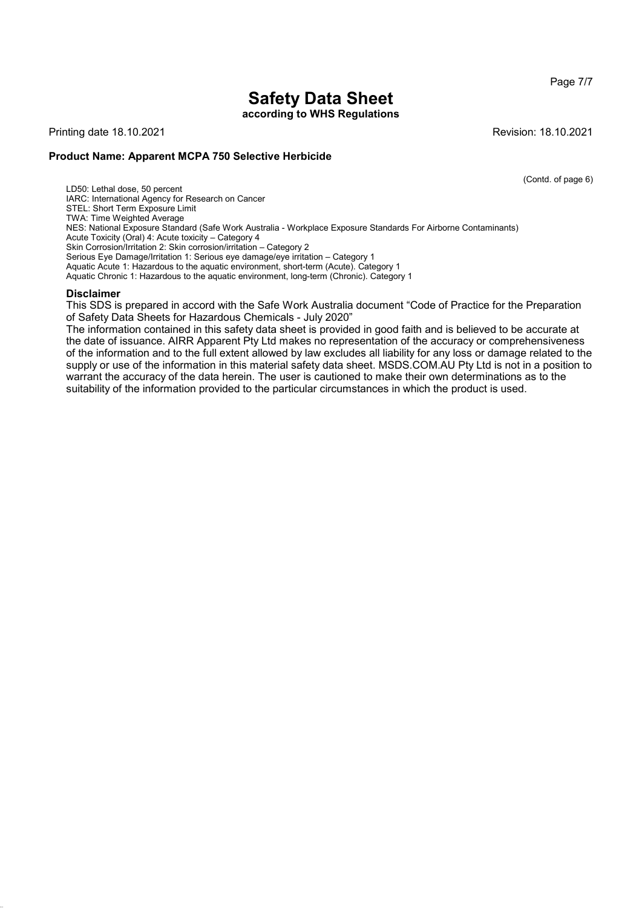(Contd. of page 6)

LD50: Lethal dose, 50 percent
IARC: International Agency for Research on Cancer
STEL: Short Term Exposure Limit
TWA: Time Weighted Average
NES: National Exposure Standard (Safe Work Australia - Workplace Exposure Standards For Airborne Contaminants)
Acute Toxicity (Oral) 4: Acute toxicity – Category 4
Skin Corrosion/Irritation 2: Skin corrosion/irritation – Category 2
Serious Eye Damage/Irritation 1: Serious eye damage/eye irritation – Category 1
Aquatic Acute 1: Hazardous to the aquatic environment, short-term (Acute). Category 1
Aquatic Chronic 1: Hazardous to the aquatic environment, long-term (Chronic). Category 1

## Disclaimer

This SDS is prepared in accord with the Safe Work Australia document "Code of Practice for the Preparation of Safety Data Sheets for Hazardous Chemicals - July 2020"
The information contained in this safety data sheet is provided in good faith and is believed to be accurate at the date of issuance. AIRR Apparent Pty Ltd makes no representation of the accuracy or comprehensiveness of the information and to the full extent allowed by law excludes all liability for any loss or damage related to the supply or use of the information in this material safety data sheet. MSDS.COM.AU Pty Ltd is not in a position to warrant the accuracy of the data herein. The user is cautioned to make their own determinations as to the suitability of the information provided to the particular circumstances in which the product is used.